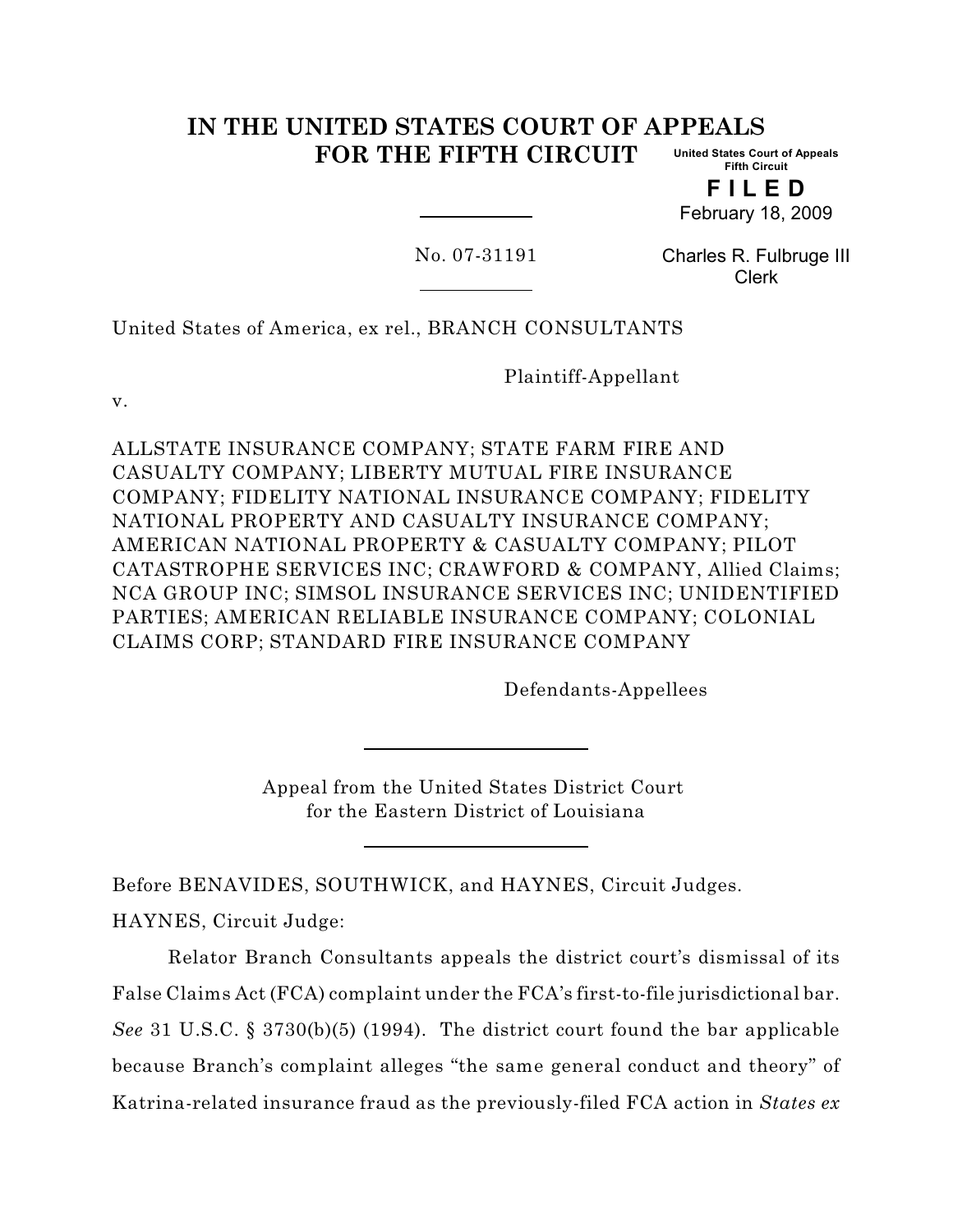# IN THE UNITED STATES COURT OF APPEALS FOR THE FIFTH CIRCUIT

United States Court of Appeals
Fifth Circuit

**F I L E D**

February 18, 2009

No. 07-31191

Charles R. Fulbruge III
Clerk

United States of America, ex rel., BRANCH CONSULTANTS

Plaintiff-Appellant

v.

ALLSTATE INSURANCE COMPANY; STATE FARM FIRE AND CASUALTY COMPANY; LIBERTY MUTUAL FIRE INSURANCE COMPANY; FIDELITY NATIONAL INSURANCE COMPANY; FIDELITY NATIONAL PROPERTY AND CASUALTY INSURANCE COMPANY; AMERICAN NATIONAL PROPERTY & CASUALTY COMPANY; PILOT CATASTROPHE SERVICES INC; CRAWFORD & COMPANY, Allied Claims; NCA GROUP INC; SIMSOL INSURANCE SERVICES INC; UNIDENTIFIED PARTIES; AMERICAN RELIABLE INSURANCE COMPANY; COLONIAL CLAIMS CORP; STANDARD FIRE INSURANCE COMPANY

Defendants-Appellees

Appeal from the United States District Court
for the Eastern District of Louisiana

Before BENAVIDES, SOUTHWICK, and HAYNES, Circuit Judges.

HAYNES, Circuit Judge:

Relator Branch Consultants appeals the district court's dismissal of its False Claims Act (FCA) complaint under the FCA's first-to-file jurisdictional bar. *See* 31 U.S.C. § 3730(b)(5) (1994). The district court found the bar applicable because Branch's complaint alleges "the same general conduct and theory" of Katrina-related insurance fraud as the previously-filed FCA action in *States ex*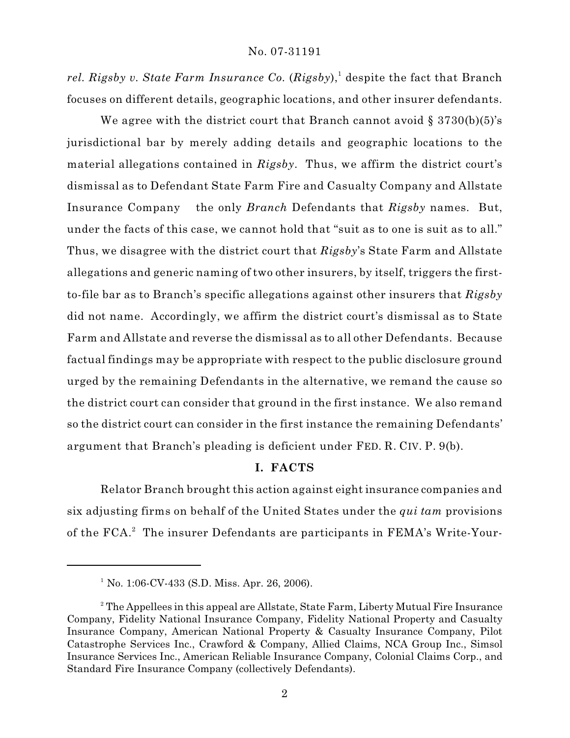*rel. Rigsby v. State Farm Insurance Co.* (*Rigsby*),[1] despite the fact that Branch focuses on different details, geographic locations, and other insurer defendants.

We agree with the district court that Branch cannot avoid § 3730(b)(5)'s jurisdictional bar by merely adding details and geographic locations to the material allegations contained in *Rigsby*. Thus, we affirm the district court's dismissal as to Defendant State Farm Fire and Casualty Company and Allstate Insurance Company the only *Branch* Defendants that *Rigsby* names. But, under the facts of this case, we cannot hold that "suit as to one is suit as to all." Thus, we disagree with the district court that *Rigsby*'s State Farm and Allstate allegations and generic naming of two other insurers, by itself, triggers the first-to-file bar as to Branch's specific allegations against other insurers that *Rigsby* did not name. Accordingly, we affirm the district court's dismissal as to State Farm and Allstate and reverse the dismissal as to all other Defendants. Because factual findings may be appropriate with respect to the public disclosure ground urged by the remaining Defendants in the alternative, we remand the cause so the district court can consider that ground in the first instance. We also remand so the district court can consider in the first instance the remaining Defendants' argument that Branch's pleading is deficient under FED. R. CIV. P. 9(b).

## I. FACTS

Relator Branch brought this action against eight insurance companies and six adjusting firms on behalf of the United States under the *qui tam* provisions of the FCA.[2] The insurer Defendants are participants in FEMA's Write-Your-

---

[1] No. 1:06-CV-433 (S.D. Miss. Apr. 26, 2006).

[2] The Appellees in this appeal are Allstate, State Farm, Liberty Mutual Fire Insurance Company, Fidelity National Insurance Company, Fidelity National Property and Casualty Insurance Company, American National Property & Casualty Insurance Company, Pilot Catastrophe Services Inc., Crawford & Company, Allied Claims, NCA Group Inc., Simsol Insurance Services Inc., American Reliable Insurance Company, Colonial Claims Corp., and Standard Fire Insurance Company (collectively Defendants).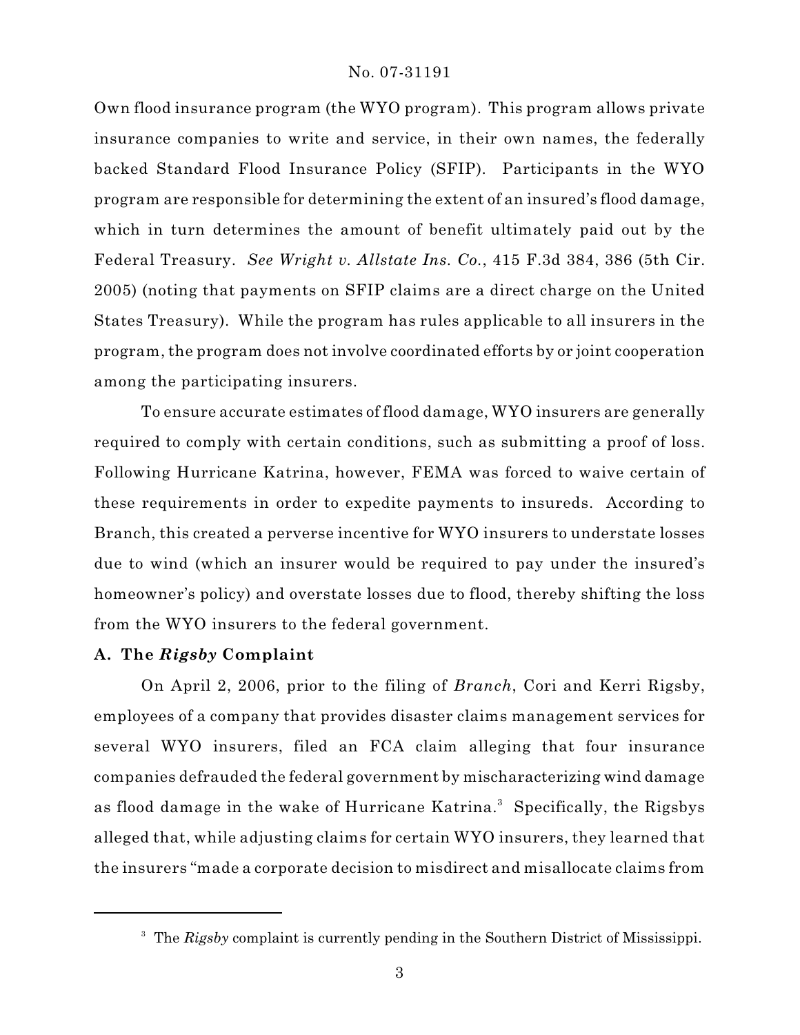Own flood insurance program (the WYO program). This program allows private insurance companies to write and service, in their own names, the federally backed Standard Flood Insurance Policy (SFIP). Participants in the WYO program are responsible for determining the extent of an insured's flood damage, which in turn determines the amount of benefit ultimately paid out by the Federal Treasury. *See Wright v. Allstate Ins. Co.*, 415 F.3d 384, 386 (5th Cir. 2005) (noting that payments on SFIP claims are a direct charge on the United States Treasury). While the program has rules applicable to all insurers in the program, the program does not involve coordinated efforts by or joint cooperation among the participating insurers.

To ensure accurate estimates of flood damage, WYO insurers are generally required to comply with certain conditions, such as submitting a proof of loss. Following Hurricane Katrina, however, FEMA was forced to waive certain of these requirements in order to expedite payments to insureds. According to Branch, this created a perverse incentive for WYO insurers to understate losses due to wind (which an insurer would be required to pay under the insured's homeowner's policy) and overstate losses due to flood, thereby shifting the loss from the WYO insurers to the federal government.

**A. The *Rigsby* Complaint**

On April 2, 2006, prior to the filing of *Branch*, Cori and Kerri Rigsby, employees of a company that provides disaster claims management services for several WYO insurers, filed an FCA claim alleging that four insurance companies defrauded the federal government by mischaracterizing wind damage as flood damage in the wake of Hurricane Katrina.[3] Specifically, the Rigsbys alleged that, while adjusting claims for certain WYO insurers, they learned that the insurers "made a corporate decision to misdirect and misallocate claims from

[3] The *Rigsby* complaint is currently pending in the Southern District of Mississippi.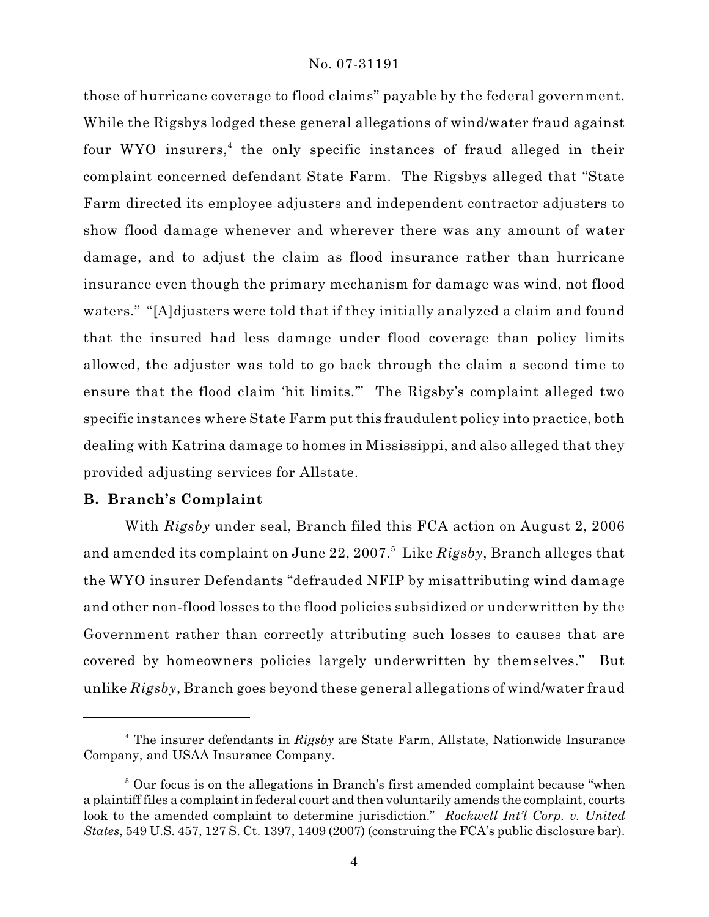those of hurricane coverage to flood claims" payable by the federal government. While the Rigsbys lodged these general allegations of wind/water fraud against four WYO insurers,[4] the only specific instances of fraud alleged in their complaint concerned defendant State Farm. The Rigsbys alleged that "State Farm directed its employee adjusters and independent contractor adjusters to show flood damage whenever and wherever there was any amount of water damage, and to adjust the claim as flood insurance rather than hurricane insurance even though the primary mechanism for damage was wind, not flood waters." "[A]djusters were told that if they initially analyzed a claim and found that the insured had less damage under flood coverage than policy limits allowed, the adjuster was told to go back through the claim a second time to ensure that the flood claim 'hit limits.'" The Rigsby's complaint alleged two specific instances where State Farm put this fraudulent policy into practice, both dealing with Katrina damage to homes in Mississippi, and also alleged that they provided adjusting services for Allstate.

**B. Branch's Complaint**

With *Rigsby* under seal, Branch filed this FCA action on August 2, 2006 and amended its complaint on June 22, 2007.[5] Like *Rigsby*, Branch alleges that the WYO insurer Defendants "defrauded NFIP by misattributing wind damage and other non-flood losses to the flood policies subsidized or underwritten by the Government rather than correctly attributing such losses to causes that are covered by homeowners policies largely underwritten by themselves." But unlike *Rigsby*, Branch goes beyond these general allegations of wind/water fraud

---

[4] The insurer defendants in *Rigsby* are State Farm, Allstate, Nationwide Insurance Company, and USAA Insurance Company.

[5] Our focus is on the allegations in Branch's first amended complaint because "when a plaintiff files a complaint in federal court and then voluntarily amends the complaint, courts look to the amended complaint to determine jurisdiction." *Rockwell Int'l Corp. v. United States*, 549 U.S. 457, 127 S. Ct. 1397, 1409 (2007) (construing the FCA's public disclosure bar).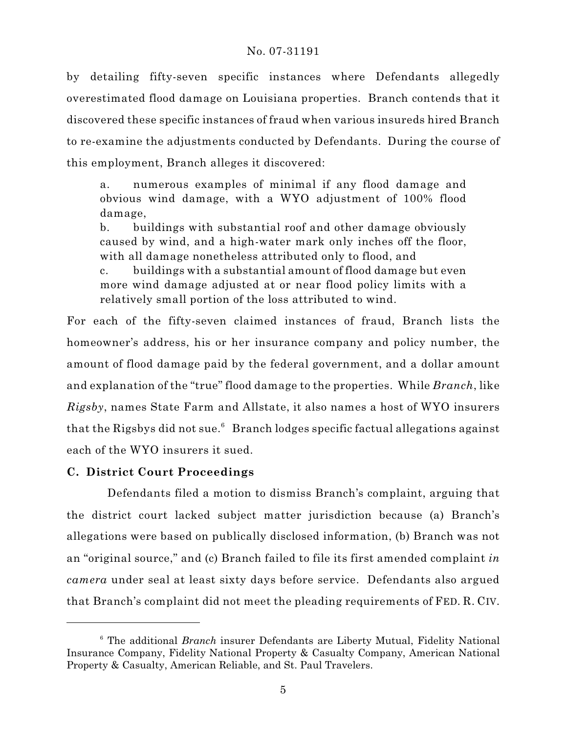by detailing fifty-seven specific instances where Defendants allegedly overestimated flood damage on Louisiana properties. Branch contends that it discovered these specific instances of fraud when various insureds hired Branch to re-examine the adjustments conducted by Defendants. During the course of this employment, Branch alleges it discovered:

> a. numerous examples of minimal if any flood damage and obvious wind damage, with a WYO adjustment of 100% flood damage,
>
> b. buildings with substantial roof and other damage obviously caused by wind, and a high-water mark only inches off the floor, with all damage nonetheless attributed only to flood, and
>
> c. buildings with a substantial amount of flood damage but even more wind damage adjusted at or near flood policy limits with a relatively small portion of the loss attributed to wind.

For each of the fifty-seven claimed instances of fraud, Branch lists the homeowner's address, his or her insurance company and policy number, the amount of flood damage paid by the federal government, and a dollar amount and explanation of the "true" flood damage to the properties. While *Branch*, like *Rigsby*, names State Farm and Allstate, it also names a host of WYO insurers that the Rigsbys did not sue.[6] Branch lodges specific factual allegations against each of the WYO insurers it sued.

### C. District Court Proceedings

Defendants filed a motion to dismiss Branch's complaint, arguing that the district court lacked subject matter jurisdiction because (a) Branch's allegations were based on publically disclosed information, (b) Branch was not an "original source," and (c) Branch failed to file its first amended complaint *in camera* under seal at least sixty days before service. Defendants also argued that Branch's complaint did not meet the pleading requirements of FED. R. CIV.

---

[6] The additional *Branch* insurer Defendants are Liberty Mutual, Fidelity National Insurance Company, Fidelity National Property & Casualty Company, American National Property & Casualty, American Reliable, and St. Paul Travelers.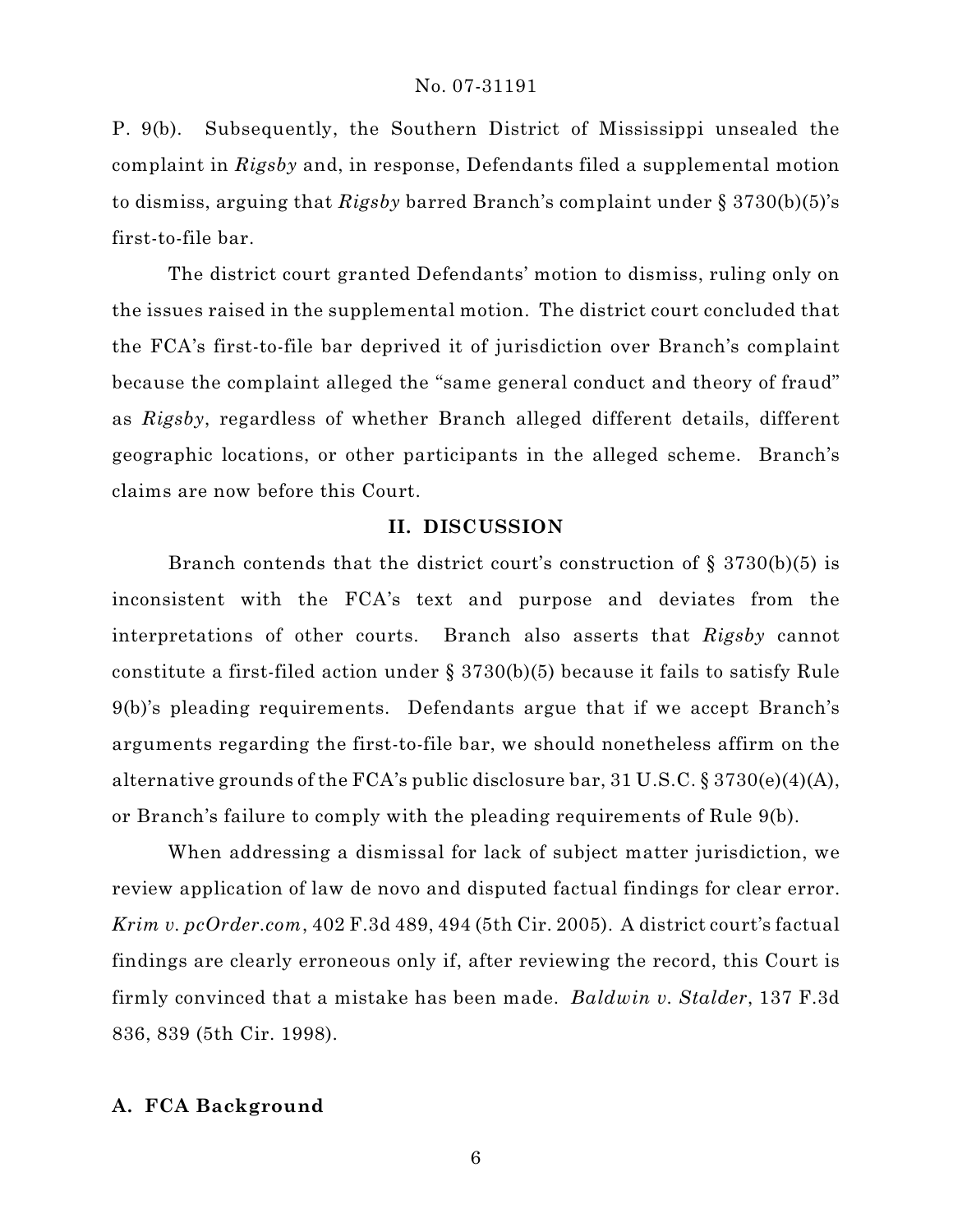P. 9(b). Subsequently, the Southern District of Mississippi unsealed the complaint in *Rigsby* and, in response, Defendants filed a supplemental motion to dismiss, arguing that *Rigsby* barred Branch's complaint under § 3730(b)(5)'s first-to-file bar.

The district court granted Defendants' motion to dismiss, ruling only on the issues raised in the supplemental motion. The district court concluded that the FCA's first-to-file bar deprived it of jurisdiction over Branch's complaint because the complaint alleged the "same general conduct and theory of fraud" as *Rigsby*, regardless of whether Branch alleged different details, different geographic locations, or other participants in the alleged scheme. Branch's claims are now before this Court.

## II. DISCUSSION

Branch contends that the district court's construction of § 3730(b)(5) is inconsistent with the FCA's text and purpose and deviates from the interpretations of other courts. Branch also asserts that *Rigsby* cannot constitute a first-filed action under § 3730(b)(5) because it fails to satisfy Rule 9(b)'s pleading requirements. Defendants argue that if we accept Branch's arguments regarding the first-to-file bar, we should nonetheless affirm on the alternative grounds of the FCA's public disclosure bar, 31 U.S.C. § 3730(e)(4)(A), or Branch's failure to comply with the pleading requirements of Rule 9(b).

When addressing a dismissal for lack of subject matter jurisdiction, we review application of law de novo and disputed factual findings for clear error. *Krim v. pcOrder.com*, 402 F.3d 489, 494 (5th Cir. 2005). A district court's factual findings are clearly erroneous only if, after reviewing the record, this Court is firmly convinced that a mistake has been made. *Baldwin v. Stalder*, 137 F.3d 836, 839 (5th Cir. 1998).

### A. FCA Background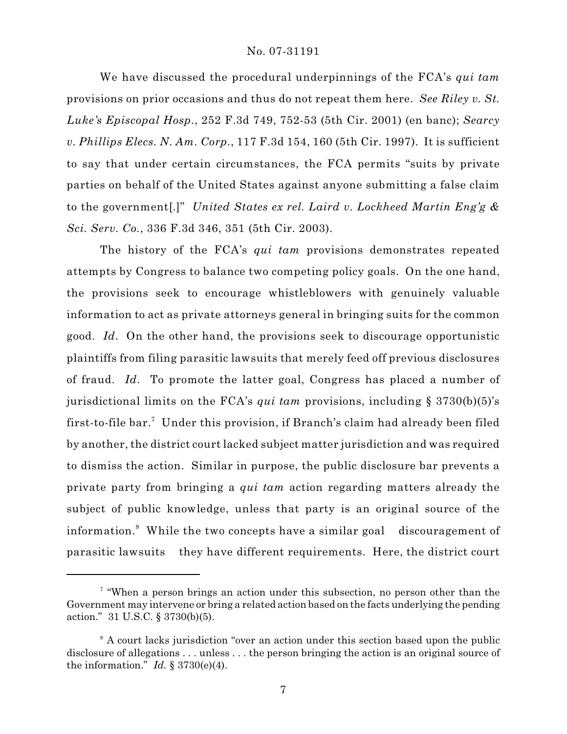We have discussed the procedural underpinnings of the FCA's *qui tam* provisions on prior occasions and thus do not repeat them here. *See Riley v. St. Luke's Episcopal Hosp.*, 252 F.3d 749, 752-53 (5th Cir. 2001) (en banc); *Searcy v. Phillips Elecs. N. Am. Corp.*, 117 F.3d 154, 160 (5th Cir. 1997). It is sufficient to say that under certain circumstances, the FCA permits "suits by private parties on behalf of the United States against anyone submitting a false claim to the government[.]" *United States ex rel. Laird v. Lockheed Martin Eng'g & Sci. Serv. Co.*, 336 F.3d 346, 351 (5th Cir. 2003).

The history of the FCA's *qui tam* provisions demonstrates repeated attempts by Congress to balance two competing policy goals. On the one hand, the provisions seek to encourage whistleblowers with genuinely valuable information to act as private attorneys general in bringing suits for the common good. *Id*. On the other hand, the provisions seek to discourage opportunistic plaintiffs from filing parasitic lawsuits that merely feed off previous disclosures of fraud. *Id*. To promote the latter goal, Congress has placed a number of jurisdictional limits on the FCA's *qui tam* provisions, including § 3730(b)(5)'s first-to-file bar.[7] Under this provision, if Branch's claim had already been filed by another, the district court lacked subject matter jurisdiction and was required to dismiss the action. Similar in purpose, the public disclosure bar prevents a private party from bringing a *qui tam* action regarding matters already the subject of public knowledge, unless that party is an original source of the information.[8] While the two concepts have a similar goal — discouragement of parasitic lawsuits — they have different requirements. Here, the district court

---

[7] "When a person brings an action under this subsection, no person other than the Government may intervene or bring a related action based on the facts underlying the pending action." 31 U.S.C. § 3730(b)(5).

[8] A court lacks jurisdiction "over an action under this section based upon the public disclosure of allegations . . . unless . . . the person bringing the action is an original source of the information." *Id.* § 3730(e)(4).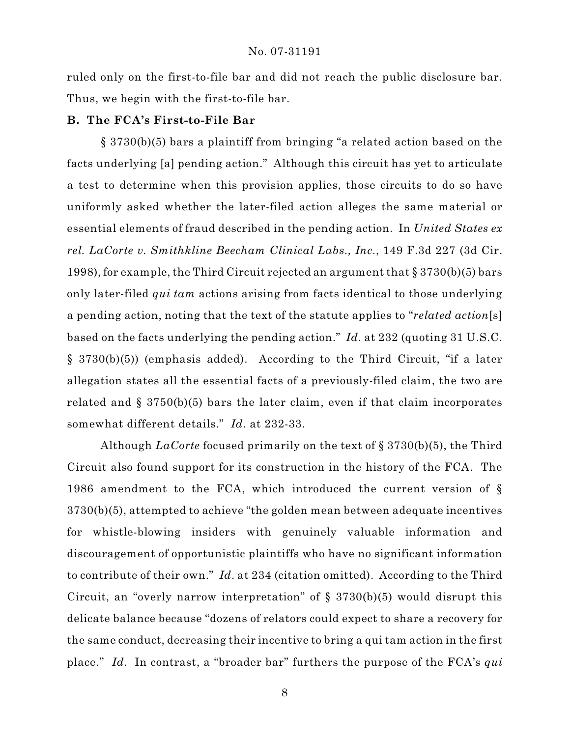ruled only on the first-to-file bar and did not reach the public disclosure bar. Thus, we begin with the first-to-file bar.

**B. The FCA's First-to-File Bar**

§ 3730(b)(5) bars a plaintiff from bringing "a related action based on the facts underlying [a] pending action." Although this circuit has yet to articulate a test to determine when this provision applies, those circuits to do so have uniformly asked whether the later-filed action alleges the same material or essential elements of fraud described in the pending action. In *United States ex rel. LaCorte v. Smithkline Beecham Clinical Labs., Inc.*, 149 F.3d 227 (3d Cir. 1998), for example, the Third Circuit rejected an argument that § 3730(b)(5) bars only later-filed *qui tam* actions arising from facts identical to those underlying a pending action, noting that the text of the statute applies to "*related action*[s] based on the facts underlying the pending action." *Id*. at 232 (quoting 31 U.S.C. § 3730(b)(5)) (emphasis added). According to the Third Circuit, "if a later allegation states all the essential facts of a previously-filed claim, the two are related and § 3750(b)(5) bars the later claim, even if that claim incorporates somewhat different details." *Id*. at 232-33.

Although *LaCorte* focused primarily on the text of § 3730(b)(5), the Third Circuit also found support for its construction in the history of the FCA. The 1986 amendment to the FCA, which introduced the current version of § 3730(b)(5), attempted to achieve "the golden mean between adequate incentives for whistle-blowing insiders with genuinely valuable information and discouragement of opportunistic plaintiffs who have no significant information to contribute of their own." *Id*. at 234 (citation omitted). According to the Third Circuit, an "overly narrow interpretation" of § 3730(b)(5) would disrupt this delicate balance because "dozens of relators could expect to share a recovery for the same conduct, decreasing their incentive to bring a qui tam action in the first place." *Id*. In contrast, a "broader bar" furthers the purpose of the FCA's *qui*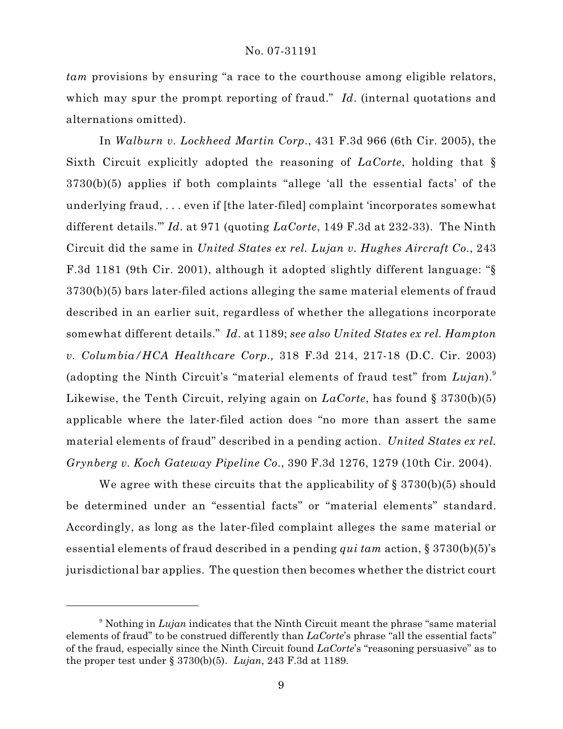*tam* provisions by ensuring "a race to the courthouse among eligible relators, which may spur the prompt reporting of fraud." *Id*. (internal quotations and alternations omitted).

In *Walburn v. Lockheed Martin Corp*., 431 F.3d 966 (6th Cir. 2005), the Sixth Circuit explicitly adopted the reasoning of *LaCorte*, holding that § 3730(b)(5) applies if both complaints "allege 'all the essential facts' of the underlying fraud, . . . even if [the later-filed] complaint 'incorporates somewhat different details.'" *Id*. at 971 (quoting *LaCorte*, 149 F.3d at 232-33). The Ninth Circuit did the same in *United States ex rel. Lujan v. Hughes Aircraft Co*., 243 F.3d 1181 (9th Cir. 2001), although it adopted slightly different language: "§ 3730(b)(5) bars later-filed actions alleging the same material elements of fraud described in an earlier suit, regardless of whether the allegations incorporate somewhat different details." *Id*. at 1189; *see also United States ex rel. Hampton v. Columbia/HCA Healthcare Corp.,* 318 F.3d 214, 217-18 (D.C. Cir. 2003) (adopting the Ninth Circuit's "material elements of fraud test" from *Lujan*).[9] Likewise, the Tenth Circuit, relying again on *LaCorte*, has found § 3730(b)(5) applicable where the later-filed action does "no more than assert the same material elements of fraud" described in a pending action. *United States ex rel. Grynberg v. Koch Gateway Pipeline Co*., 390 F.3d 1276, 1279 (10th Cir. 2004).

We agree with these circuits that the applicability of § 3730(b)(5) should be determined under an "essential facts" or "material elements" standard. Accordingly, as long as the later-filed complaint alleges the same material or essential elements of fraud described in a pending *qui tam* action, § 3730(b)(5)'s jurisdictional bar applies. The question then becomes whether the district court

---

[9] Nothing in *Lujan* indicates that the Ninth Circuit meant the phrase "same material elements of fraud" to be construed differently than *LaCorte*'s phrase "all the essential facts" of the fraud, especially since the Ninth Circuit found *LaCorte*'s "reasoning persuasive" as to the proper test under § 3730(b)(5). *Lujan*, 243 F.3d at 1189.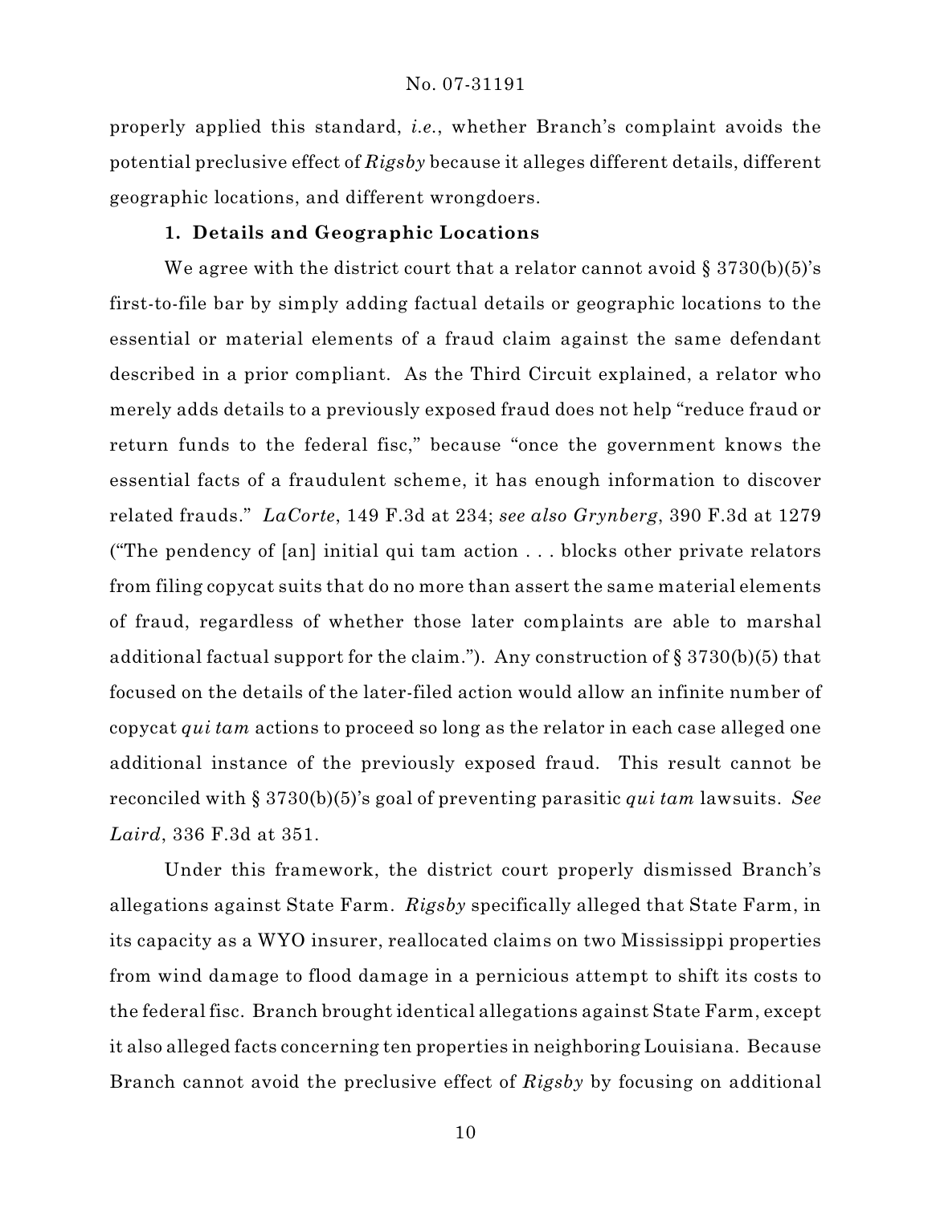properly applied this standard, *i.e.*, whether Branch's complaint avoids the potential preclusive effect of *Rigsby* because it alleges different details, different geographic locations, and different wrongdoers.

**1. Details and Geographic Locations**

We agree with the district court that a relator cannot avoid § 3730(b)(5)'s first-to-file bar by simply adding factual details or geographic locations to the essential or material elements of a fraud claim against the same defendant described in a prior compliant. As the Third Circuit explained, a relator who merely adds details to a previously exposed fraud does not help "reduce fraud or return funds to the federal fisc," because "once the government knows the essential facts of a fraudulent scheme, it has enough information to discover related frauds." *LaCorte*, 149 F.3d at 234; *see also Grynberg*, 390 F.3d at 1279 ("The pendency of [an] initial qui tam action . . . blocks other private relators from filing copycat suits that do no more than assert the same material elements of fraud, regardless of whether those later complaints are able to marshal additional factual support for the claim."). Any construction of § 3730(b)(5) that focused on the details of the later-filed action would allow an infinite number of copycat *qui tam* actions to proceed so long as the relator in each case alleged one additional instance of the previously exposed fraud. This result cannot be reconciled with § 3730(b)(5)'s goal of preventing parasitic *qui tam* lawsuits. *See Laird*, 336 F.3d at 351.

Under this framework, the district court properly dismissed Branch's allegations against State Farm. *Rigsby* specifically alleged that State Farm, in its capacity as a WYO insurer, reallocated claims on two Mississippi properties from wind damage to flood damage in a pernicious attempt to shift its costs to the federal fisc. Branch brought identical allegations against State Farm, except it also alleged facts concerning ten properties in neighboring Louisiana. Because Branch cannot avoid the preclusive effect of *Rigsby* by focusing on additional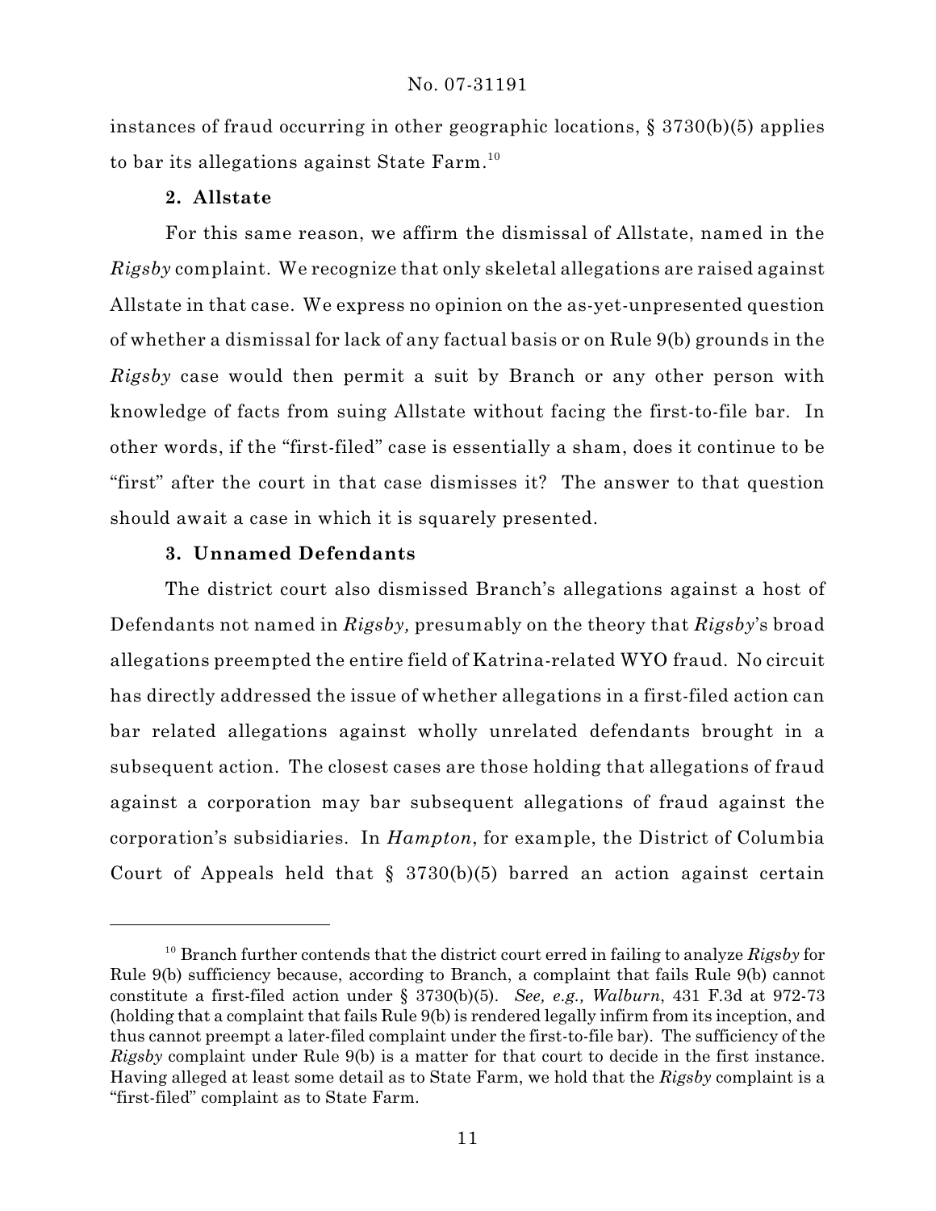instances of fraud occurring in other geographic locations, § 3730(b)(5) applies to bar its allegations against State Farm.[10]

### 2. Allstate

For this same reason, we affirm the dismissal of Allstate, named in the *Rigsby* complaint. We recognize that only skeletal allegations are raised against Allstate in that case. We express no opinion on the as-yet-unpresented question of whether a dismissal for lack of any factual basis or on Rule 9(b) grounds in the *Rigsby* case would then permit a suit by Branch or any other person with knowledge of facts from suing Allstate without facing the first-to-file bar. In other words, if the "first-filed" case is essentially a sham, does it continue to be "first" after the court in that case dismisses it? The answer to that question should await a case in which it is squarely presented.

### 3. Unnamed Defendants

The district court also dismissed Branch's allegations against a host of Defendants not named in *Rigsby,* presumably on the theory that *Rigsby*'s broad allegations preempted the entire field of Katrina-related WYO fraud. No circuit has directly addressed the issue of whether allegations in a first-filed action can bar related allegations against wholly unrelated defendants brought in a subsequent action. The closest cases are those holding that allegations of fraud against a corporation may bar subsequent allegations of fraud against the corporation's subsidiaries. In *Hampton*, for example, the District of Columbia Court of Appeals held that § 3730(b)(5) barred an action against certain

---

[10] Branch further contends that the district court erred in failing to analyze *Rigsby* for Rule 9(b) sufficiency because, according to Branch, a complaint that fails Rule 9(b) cannot constitute a first-filed action under § 3730(b)(5). *See, e.g., Walburn*, 431 F.3d at 972-73 (holding that a complaint that fails Rule 9(b) is rendered legally infirm from its inception, and thus cannot preempt a later-filed complaint under the first-to-file bar). The sufficiency of the *Rigsby* complaint under Rule 9(b) is a matter for that court to decide in the first instance. Having alleged at least some detail as to State Farm, we hold that the *Rigsby* complaint is a "first-filed" complaint as to State Farm.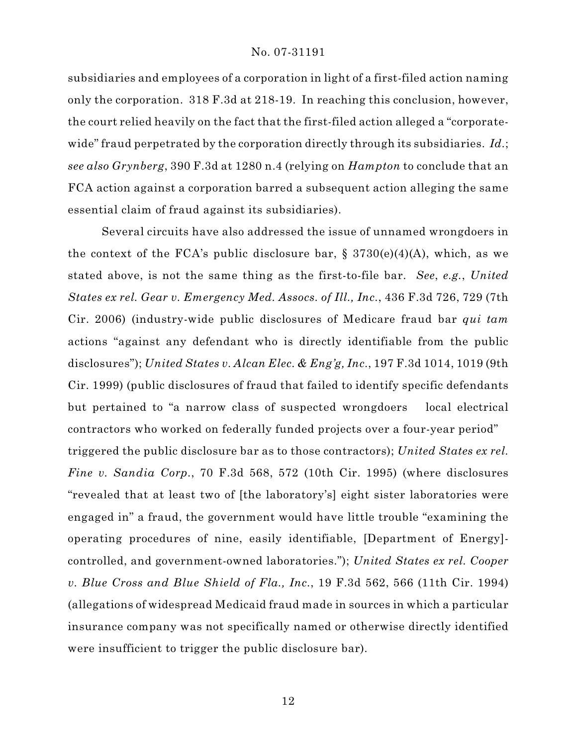subsidiaries and employees of a corporation in light of a first-filed action naming only the corporation. 318 F.3d at 218-19. In reaching this conclusion, however, the court relied heavily on the fact that the first-filed action alleged a "corporate-wide" fraud perpetrated by the corporation directly through its subsidiaries. *Id.*; *see also Grynberg*, 390 F.3d at 1280 n.4 (relying on *Hampton* to conclude that an FCA action against a corporation barred a subsequent action alleging the same essential claim of fraud against its subsidiaries).

Several circuits have also addressed the issue of unnamed wrongdoers in the context of the FCA's public disclosure bar, § 3730(e)(4)(A), which, as we stated above, is not the same thing as the first-to-file bar. *See*, *e.g.*, *United States ex rel. Gear v. Emergency Med. Assocs. of Ill., Inc.*, 436 F.3d 726, 729 (7th Cir. 2006) (industry-wide public disclosures of Medicare fraud bar *qui tam* actions "against any defendant who is directly identifiable from the public disclosures"); *United States v. Alcan Elec. & Eng'g, Inc.*, 197 F.3d 1014, 1019 (9th Cir. 1999) (public disclosures of fraud that failed to identify specific defendants but pertained to "a narrow class of suspected wrongdoers local electrical contractors who worked on federally funded projects over a four-year period" triggered the public disclosure bar as to those contractors); *United States ex rel. Fine v. Sandia Corp.*, 70 F.3d 568, 572 (10th Cir. 1995) (where disclosures "revealed that at least two of [the laboratory's] eight sister laboratories were engaged in" a fraud, the government would have little trouble "examining the operating procedures of nine, easily identifiable, [Department of Energy]-controlled, and government-owned laboratories."); *United States ex rel. Cooper v. Blue Cross and Blue Shield of Fla., Inc.*, 19 F.3d 562, 566 (11th Cir. 1994) (allegations of widespread Medicaid fraud made in sources in which a particular insurance company was not specifically named or otherwise directly identified were insufficient to trigger the public disclosure bar).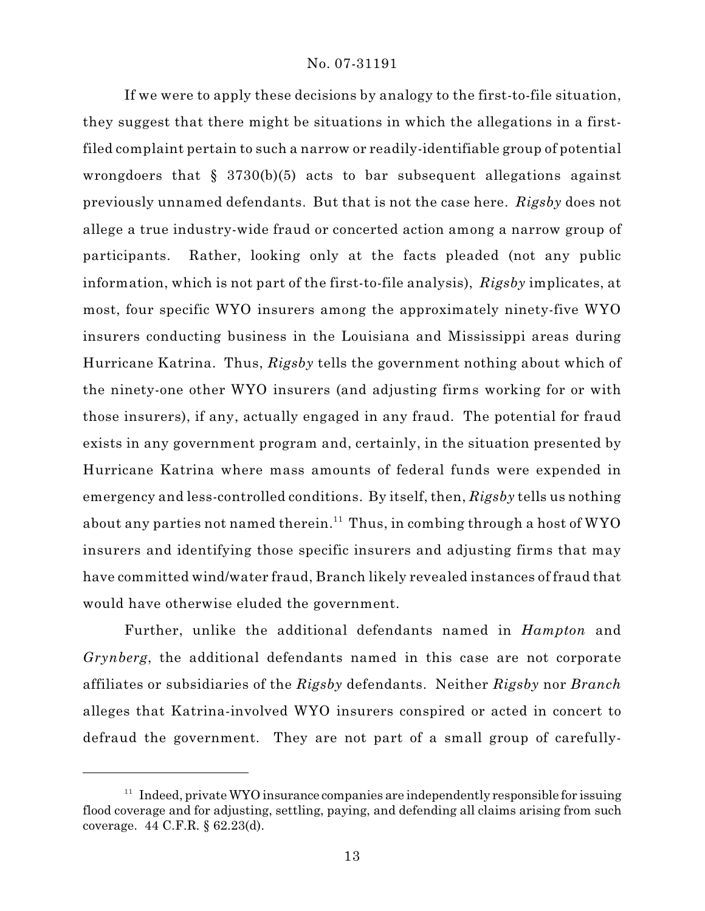If we were to apply these decisions by analogy to the first-to-file situation, they suggest that there might be situations in which the allegations in a first-filed complaint pertain to such a narrow or readily-identifiable group of potential wrongdoers that § 3730(b)(5) acts to bar subsequent allegations against previously unnamed defendants. But that is not the case here. *Rigsby* does not allege a true industry-wide fraud or concerted action among a narrow group of participants. Rather, looking only at the facts pleaded (not any public information, which is not part of the first-to-file analysis), *Rigsby* implicates, at most, four specific WYO insurers among the approximately ninety-five WYO insurers conducting business in the Louisiana and Mississippi areas during Hurricane Katrina. Thus, *Rigsby* tells the government nothing about which of the ninety-one other WYO insurers (and adjusting firms working for or with those insurers), if any, actually engaged in any fraud. The potential for fraud exists in any government program and, certainly, in the situation presented by Hurricane Katrina where mass amounts of federal funds were expended in emergency and less-controlled conditions. By itself, then, *Rigsby* tells us nothing about any parties not named therein.[11] Thus, in combing through a host of WYO insurers and identifying those specific insurers and adjusting firms that may have committed wind/water fraud, Branch likely revealed instances of fraud that would have otherwise eluded the government.

Further, unlike the additional defendants named in *Hampton* and *Grynberg*, the additional defendants named in this case are not corporate affiliates or subsidiaries of the *Rigsby* defendants. Neither *Rigsby* nor *Branch* alleges that Katrina-involved WYO insurers conspired or acted in concert to defraud the government. They are not part of a small group of carefully-

[11] Indeed, private WYO insurance companies are independently responsible for issuing flood coverage and for adjusting, settling, paying, and defending all claims arising from such coverage. 44 C.F.R. § 62.23(d).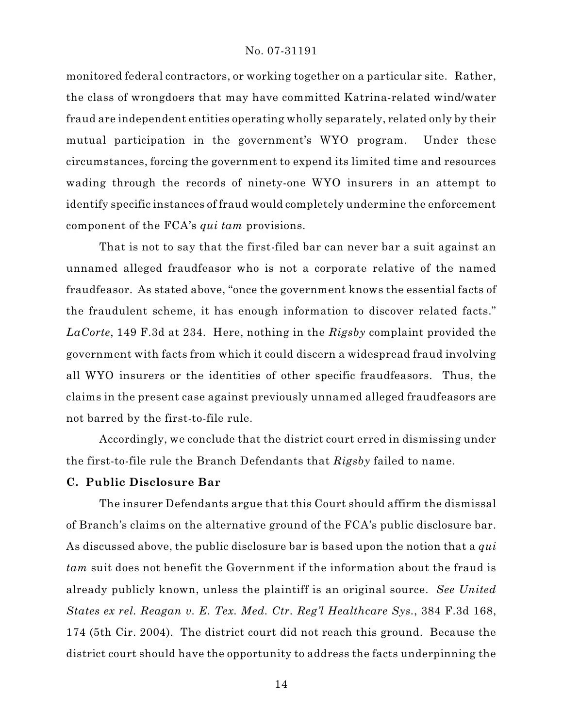monitored federal contractors, or working together on a particular site. Rather, the class of wrongdoers that may have committed Katrina-related wind/water fraud are independent entities operating wholly separately, related only by their mutual participation in the government's WYO program. Under these circumstances, forcing the government to expend its limited time and resources wading through the records of ninety-one WYO insurers in an attempt to identify specific instances of fraud would completely undermine the enforcement component of the FCA's *qui tam* provisions.

That is not to say that the first-filed bar can never bar a suit against an unnamed alleged fraudfeasor who is not a corporate relative of the named fraudfeasor. As stated above, "once the government knows the essential facts of the fraudulent scheme, it has enough information to discover related facts." *LaCorte*, 149 F.3d at 234. Here, nothing in the *Rigsby* complaint provided the government with facts from which it could discern a widespread fraud involving all WYO insurers or the identities of other specific fraudfeasors. Thus, the claims in the present case against previously unnamed alleged fraudfeasors are not barred by the first-to-file rule.

Accordingly, we conclude that the district court erred in dismissing under the first-to-file rule the Branch Defendants that *Rigsby* failed to name.

**C. Public Disclosure Bar**

The insurer Defendants argue that this Court should affirm the dismissal of Branch's claims on the alternative ground of the FCA's public disclosure bar. As discussed above, the public disclosure bar is based upon the notion that a *qui tam* suit does not benefit the Government if the information about the fraud is already publicly known, unless the plaintiff is an original source. *See United States ex rel. Reagan v. E. Tex. Med. Ctr. Reg'l Healthcare Sys.*, 384 F.3d 168, 174 (5th Cir. 2004). The district court did not reach this ground. Because the district court should have the opportunity to address the facts underpinning the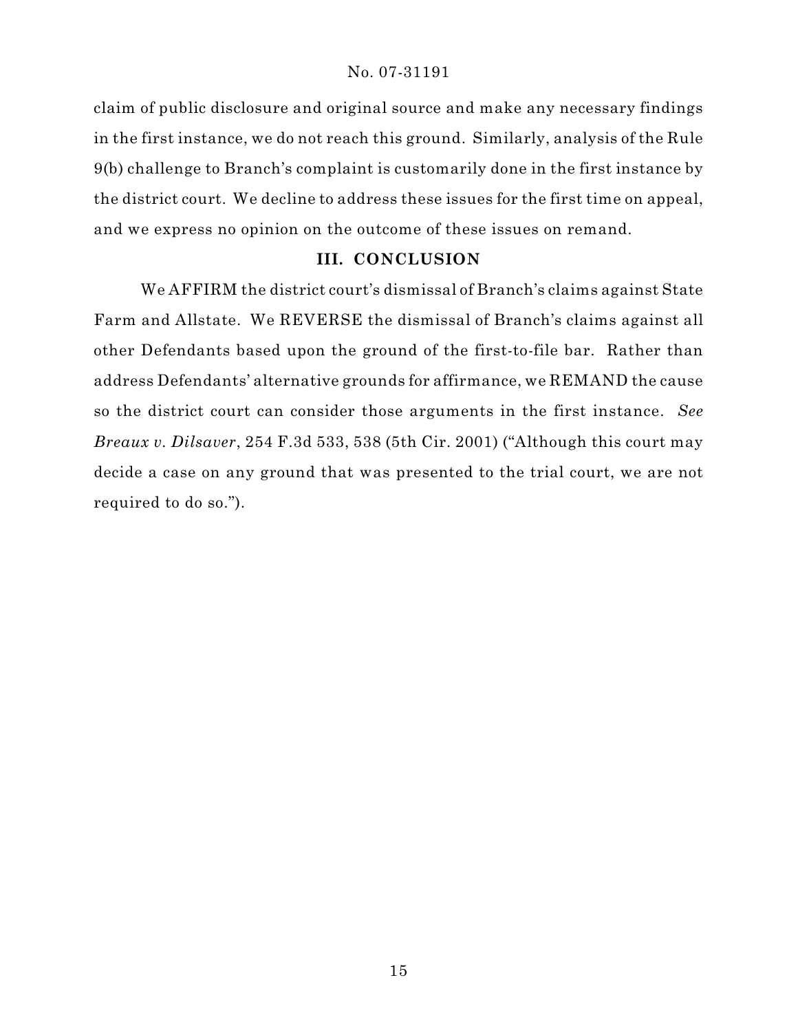claim of public disclosure and original source and make any necessary findings in the first instance, we do not reach this ground. Similarly, analysis of the Rule 9(b) challenge to Branch's complaint is customarily done in the first instance by the district court. We decline to address these issues for the first time on appeal, and we express no opinion on the outcome of these issues on remand.

## III. CONCLUSION

We AFFIRM the district court's dismissal of Branch's claims against State Farm and Allstate. We REVERSE the dismissal of Branch's claims against all other Defendants based upon the ground of the first-to-file bar. Rather than address Defendants' alternative grounds for affirmance, we REMAND the cause so the district court can consider those arguments in the first instance. *See Breaux v. Dilsaver*, 254 F.3d 533, 538 (5th Cir. 2001) ("Although this court may decide a case on any ground that was presented to the trial court, we are not required to do so.").